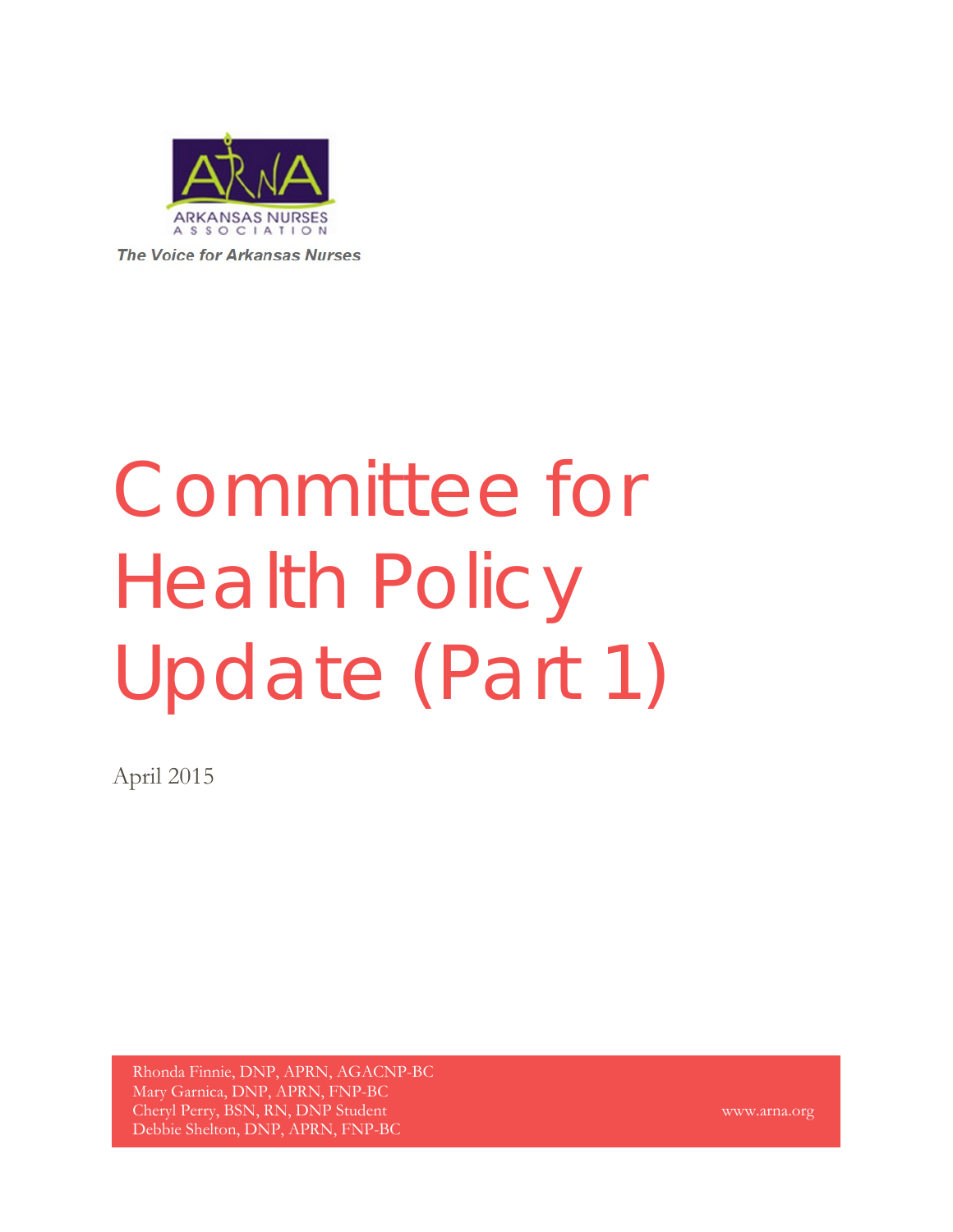ARKANSAS NURSES ASSOCIATION

*The Voice for Arkansas Nurses*

# Committee for Health Policy Update (Part 1)

April 2015

Rhonda Finnie, DNP, APRN, AGACNP-BC
Mary Garnica, DNP, APRN, FNP-BC
Cheryl Perry, BSN, RN, DNP Student
Debbie Shelton, DNP, APRN, FNP-BC

www.arna.org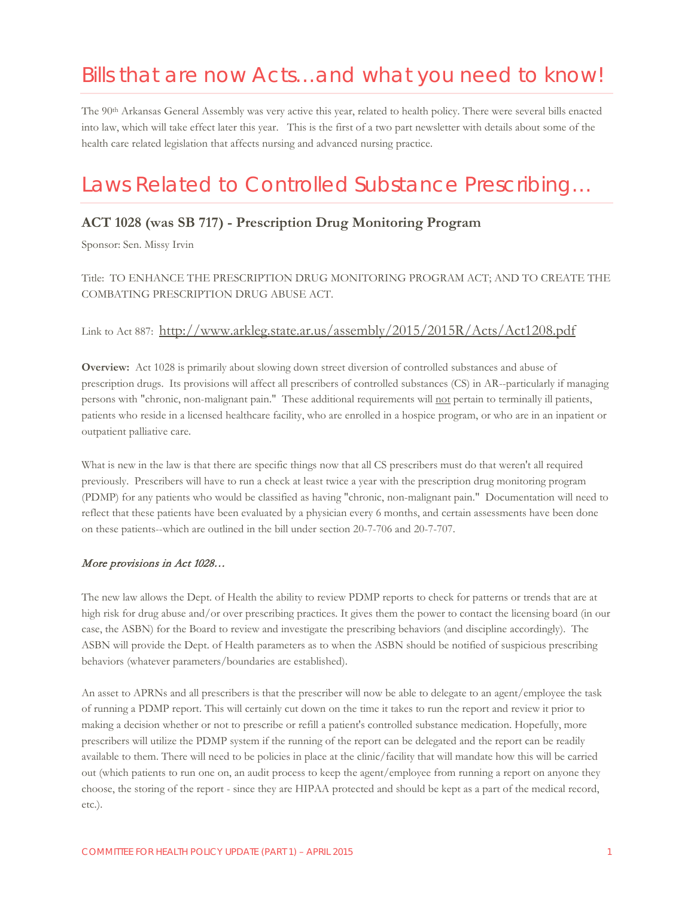# Bills that are now Acts…and what you need to know!

The 90th Arkansas General Assembly was very active this year, related to health policy. There were several bills enacted into law, which will take effect later this year. This is the first of a two part newsletter with details about some of the health care related legislation that affects nursing and advanced nursing practice.

# Laws Related to Controlled Substance Prescribing…

### ACT 1028 (was SB 717) - Prescription Drug Monitoring Program

Sponsor: Sen. Missy Irvin

Title: TO ENHANCE THE PRESCRIPTION DRUG MONITORING PROGRAM ACT; AND TO CREATE THE COMBATING PRESCRIPTION DRUG ABUSE ACT.

Link to Act 887: http://www.arkleg.state.ar.us/assembly/2015/2015R/Acts/Act1208.pdf

**Overview:** Act 1028 is primarily about slowing down street diversion of controlled substances and abuse of prescription drugs. Its provisions will affect all prescribers of controlled substances (CS) in AR--particularly if managing persons with "chronic, non-malignant pain." These additional requirements will not pertain to terminally ill patients, patients who reside in a licensed healthcare facility, who are enrolled in a hospice program, or who are in an inpatient or outpatient palliative care.

What is new in the law is that there are specific things now that all CS prescribers must do that weren't all required previously. Prescribers will have to run a check at least twice a year with the prescription drug monitoring program (PDMP) for any patients who would be classified as having "chronic, non-malignant pain." Documentation will need to reflect that these patients have been evaluated by a physician every 6 months, and certain assessments have been done on these patients--which are outlined in the bill under section 20-7-706 and 20-7-707.

***More provisions in Act 1028…***

The new law allows the Dept. of Health the ability to review PDMP reports to check for patterns or trends that are at high risk for drug abuse and/or over prescribing practices. It gives them the power to contact the licensing board (in our case, the ASBN) for the Board to review and investigate the prescribing behaviors (and discipline accordingly). The ASBN will provide the Dept. of Health parameters as to when the ASBN should be notified of suspicious prescribing behaviors (whatever parameters/boundaries are established).

An asset to APRNs and all prescribers is that the prescriber will now be able to delegate to an agent/employee the task of running a PDMP report. This will certainly cut down on the time it takes to run the report and review it prior to making a decision whether or not to prescribe or refill a patient's controlled substance medication. Hopefully, more prescribers will utilize the PDMP system if the running of the report can be delegated and the report can be readily available to them. There will need to be policies in place at the clinic/facility that will mandate how this will be carried out (which patients to run one on, an audit process to keep the agent/employee from running a report on anyone they choose, the storing of the report - since they are HIPAA protected and should be kept as a part of the medical record, etc.).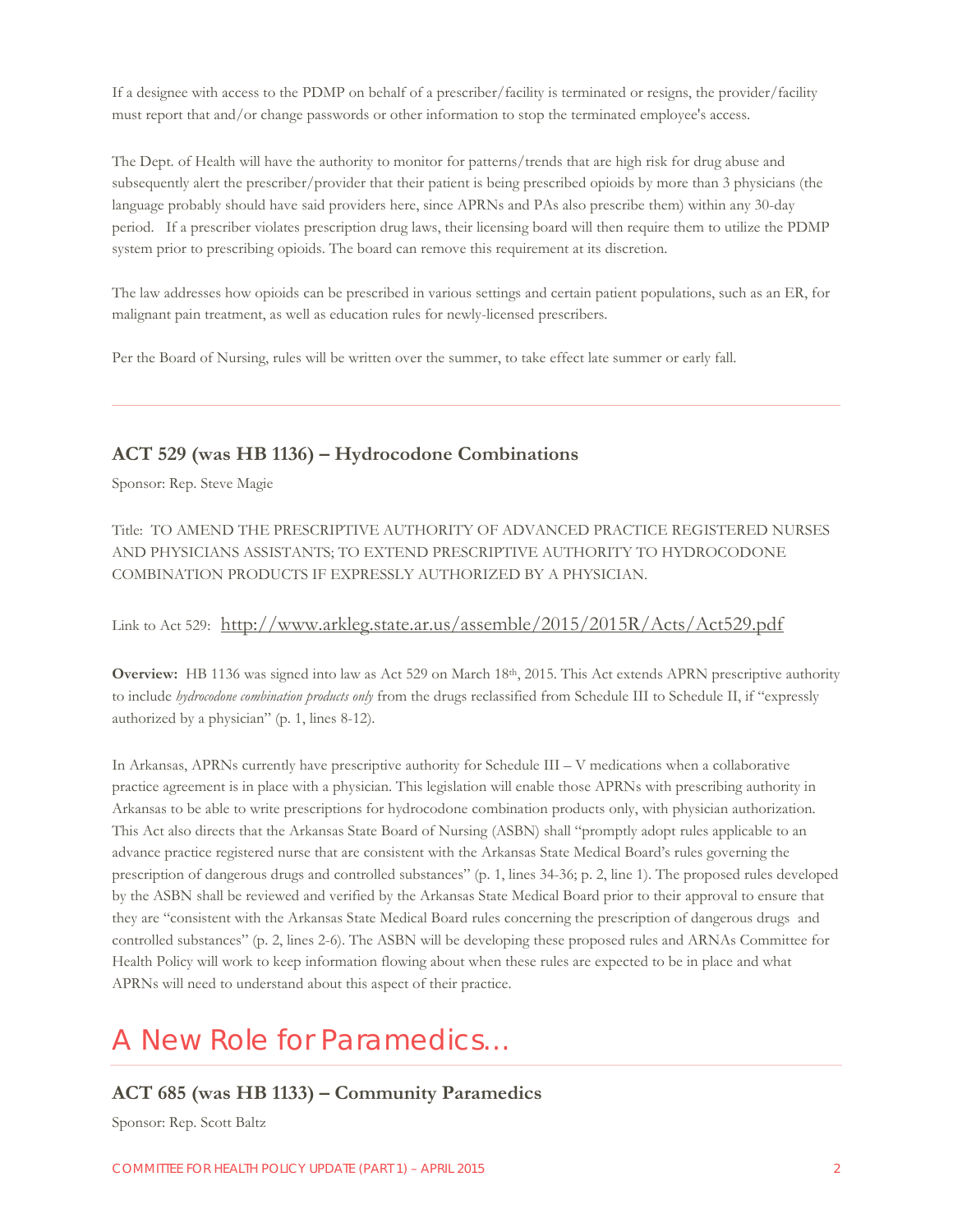If a designee with access to the PDMP on behalf of a prescriber/facility is terminated or resigns, the provider/facility must report that and/or change passwords or other information to stop the terminated employee's access.

The Dept. of Health will have the authority to monitor for patterns/trends that are high risk for drug abuse and subsequently alert the prescriber/provider that their patient is being prescribed opioids by more than 3 physicians (the language probably should have said providers here, since APRNs and PAs also prescribe them) within any 30-day period. If a prescriber violates prescription drug laws, their licensing board will then require them to utilize the PDMP system prior to prescribing opioids. The board can remove this requirement at its discretion.

The law addresses how opioids can be prescribed in various settings and certain patient populations, such as an ER, for malignant pain treatment, as well as education rules for newly-licensed prescribers.

Per the Board of Nursing, rules will be written over the summer, to take effect late summer or early fall.

---

### ACT 529 (was HB 1136) – Hydrocodone Combinations

Sponsor: Rep. Steve Magie

Title: TO AMEND THE PRESCRIPTIVE AUTHORITY OF ADVANCED PRACTICE REGISTERED NURSES AND PHYSICIANS ASSISTANTS; TO EXTEND PRESCRIPTIVE AUTHORITY TO HYDROCODONE COMBINATION PRODUCTS IF EXPRESSLY AUTHORIZED BY A PHYSICIAN.

Link to Act 529: http://www.arkleg.state.ar.us/assemble/2015/2015R/Acts/Act529.pdf

**Overview:** HB 1136 was signed into law as Act 529 on March 18th, 2015. This Act extends APRN prescriptive authority to include *hydrocodone combination products only* from the drugs reclassified from Schedule III to Schedule II, if "expressly authorized by a physician" (p. 1, lines 8-12).

In Arkansas, APRNs currently have prescriptive authority for Schedule III – V medications when a collaborative practice agreement is in place with a physician. This legislation will enable those APRNs with prescribing authority in Arkansas to be able to write prescriptions for hydrocodone combination products only, with physician authorization. This Act also directs that the Arkansas State Board of Nursing (ASBN) shall "promptly adopt rules applicable to an advance practice registered nurse that are consistent with the Arkansas State Medical Board's rules governing the prescription of dangerous drugs and controlled substances" (p. 1, lines 34-36; p. 2, line 1). The proposed rules developed by the ASBN shall be reviewed and verified by the Arkansas State Medical Board prior to their approval to ensure that they are "consistent with the Arkansas State Medical Board rules concerning the prescription of dangerous drugs and controlled substances" (p. 2, lines 2-6). The ASBN will be developing these proposed rules and ARNAs Committee for Health Policy will work to keep information flowing about when these rules are expected to be in place and what APRNs will need to understand about this aspect of their practice.

## A New Role for Paramedics...

### ACT 685 (was HB 1133) – Community Paramedics

Sponsor: Rep. Scott Baltz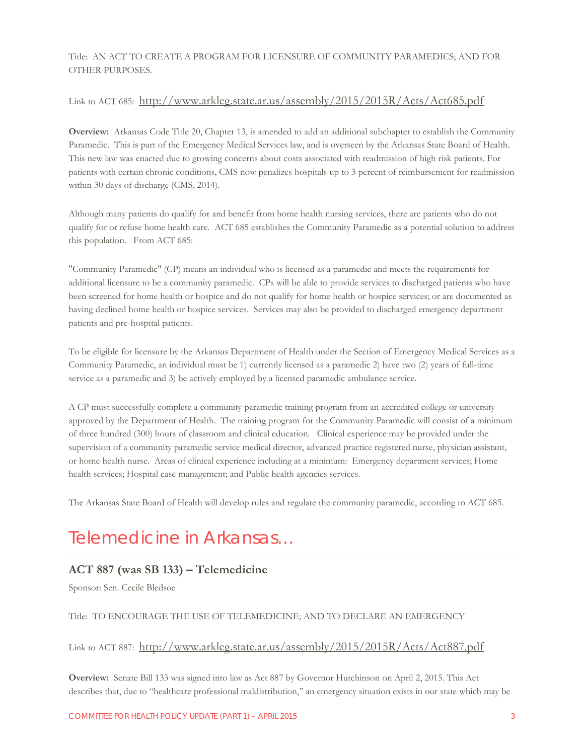Title: AN ACT TO CREATE A PROGRAM FOR LICENSURE OF COMMUNITY PARAMEDICS; AND FOR OTHER PURPOSES.

Link to ACT 685: http://www.arkleg.state.ar.us/assembly/2015/2015R/Acts/Act685.pdf

**Overview:** Arkansas Code Title 20, Chapter 13, is amended to add an additional subchapter to establish the Community Paramedic. This is part of the Emergency Medical Services law, and is overseen by the Arkansas State Board of Health. This new law was enacted due to growing concerns about costs associated with readmission of high risk patients. For patients with certain chronic conditions, CMS now penalizes hospitals up to 3 percent of reimbursement for readmission within 30 days of discharge (CMS, 2014).

Although many patients do qualify for and benefit from home health nursing services, there are patients who do not qualify for or refuse home health care. ACT 685 establishes the Community Paramedic as a potential solution to address this population. From ACT 685:

"Community Paramedic" (CP) means an individual who is licensed as a paramedic and meets the requirements for additional licensure to be a community paramedic. CPs will be able to provide services to discharged patients who have been screened for home health or hospice and do not qualify for home health or hospice services; or are documented as having declined home health or hospice services. Services may also be provided to discharged emergency department patients and pre-hospital patients.

To be eligible for licensure by the Arkansas Department of Health under the Section of Emergency Medical Services as a Community Paramedic, an individual must be 1) currently licensed as a paramedic 2) have two (2) years of full-time service as a paramedic and 3) be actively employed by a licensed paramedic ambulance service.

A CP must successfully complete a community paramedic training program from an accredited college or university approved by the Department of Health. The training program for the Community Paramedic will consist of a minimum of three hundred (300) hours of classroom and clinical education. Clinical experience may be provided under the supervision of a community paramedic service medical director, advanced practice registered nurse, physician assistant, or home health nurse. Areas of clinical experience including at a minimum: Emergency department services; Home health services; Hospital case management; and Public health agencies services.

The Arkansas State Board of Health will develop rules and regulate the community paramedic, according to ACT 685.

## Telemedicine in Arkansas…

### ACT 887 (was SB 133) – Telemedicine

Sponsor: Sen. Cecile Bledsoe

Title: TO ENCOURAGE THE USE OF TELEMEDICINE; AND TO DECLARE AN EMERGENCY

Link to ACT 887: http://www.arkleg.state.ar.us/assembly/2015/2015R/Acts/Act887.pdf

**Overview:** Senate Bill 133 was signed into law as Act 887 by Governor Hutchinson on April 2, 2015. This Act describes that, due to "healthcare professional maldistribution," an emergency situation exists in our state which may be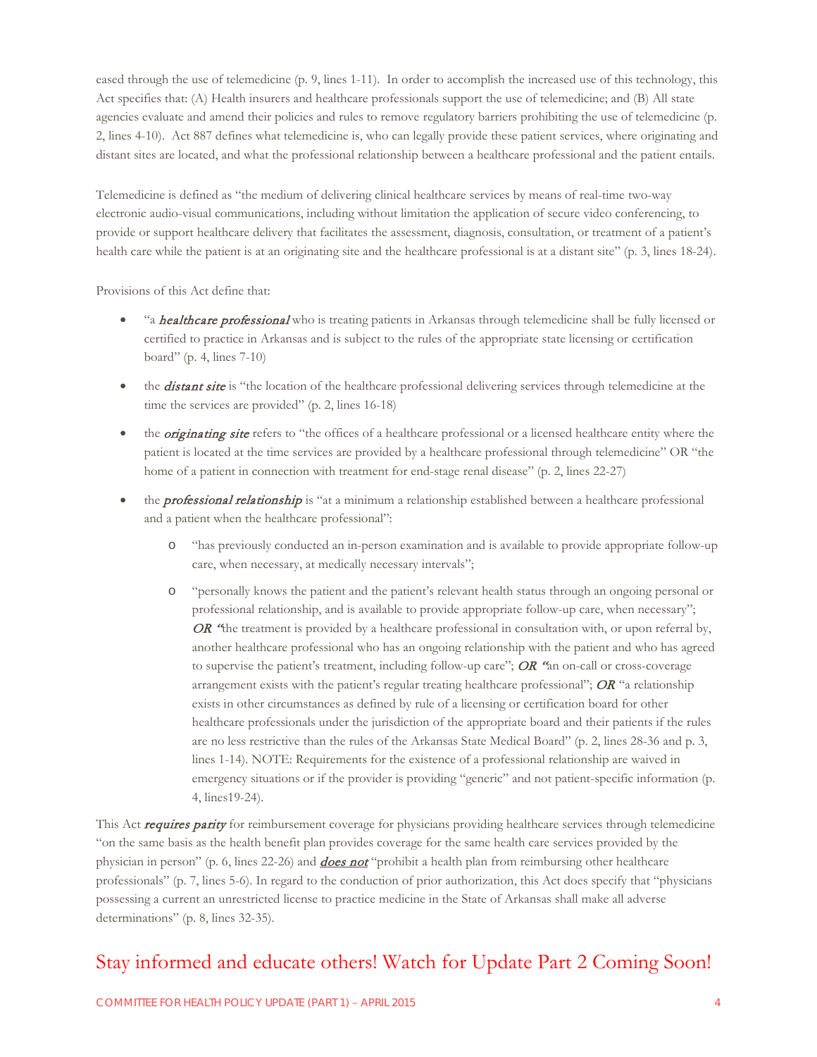eased through the use of telemedicine (p. 9, lines 1-11). In order to accomplish the increased use of this technology, this Act specifies that: (A) Health insurers and healthcare professionals support the use of telemedicine; and (B) All state agencies evaluate and amend their policies and rules to remove regulatory barriers prohibiting the use of telemedicine (p. 2, lines 4-10). Act 887 defines what telemedicine is, who can legally provide these patient services, where originating and distant sites are located, and what the professional relationship between a healthcare professional and the patient entails.

Telemedicine is defined as "the medium of delivering clinical healthcare services by means of real-time two-way electronic audio-visual communications, including without limitation the application of secure video conferencing, to provide or support healthcare delivery that facilitates the assessment, diagnosis, consultation, or treatment of a patient's health care while the patient is at an originating site and the healthcare professional is at a distant site" (p. 3, lines 18-24).

Provisions of this Act define that:

- "a ***healthcare professional*** who is treating patients in Arkansas through telemedicine shall be fully licensed or certified to practice in Arkansas and is subject to the rules of the appropriate state licensing or certification board" (p. 4, lines 7-10)
- the ***distant site*** is "the location of the healthcare professional delivering services through telemedicine at the time the services are provided" (p. 2, lines 16-18)
- the ***originating site*** refers to "the offices of a healthcare professional or a licensed healthcare entity where the patient is located at the time services are provided by a healthcare professional through telemedicine" OR "the home of a patient in connection with treatment for end-stage renal disease" (p. 2, lines 22-27)
- the ***professional relationship*** is "at a minimum a relationship established between a healthcare professional and a patient when the healthcare professional":
  - "has previously conducted an in-person examination and is available to provide appropriate follow-up care, when necessary, at medically necessary intervals";
  - "personally knows the patient and the patient's relevant health status through an ongoing personal or professional relationship, and is available to provide appropriate follow-up care, when necessary"; ***OR*** "the treatment is provided by a healthcare professional in consultation with, or upon referral by, another healthcare professional who has an ongoing relationship with the patient and who has agreed to supervise the patient's treatment, including follow-up care"; ***OR*** "an on-call or cross-coverage arrangement exists with the patient's regular treating healthcare professional"; ***OR*** "a relationship exists in other circumstances as defined by rule of a licensing or certification board for other healthcare professionals under the jurisdiction of the appropriate board and their patients if the rules are no less restrictive than the rules of the Arkansas State Medical Board" (p. 2, lines 28-36 and p. 3, lines 1-14). NOTE: Requirements for the existence of a professional relationship are waived in emergency situations or if the provider is providing "generic" and not patient-specific information (p. 4, lines19-24).

This Act ***requires parity*** for reimbursement coverage for physicians providing healthcare services through telemedicine "on the same basis as the health benefit plan provides coverage for the same health care services provided by the physician in person" (p. 6, lines 22-26) and ***<u>does not</u>*** "prohibit a health plan from reimbursing other healthcare professionals" (p. 7, lines 5-6). In regard to the conduction of prior authorization, this Act does specify that "physicians possessing a current an unrestricted license to practice medicine in the State of Arkansas shall make all adverse determinations" (p. 8, lines 32-35).

## Stay informed and educate others! Watch for Update Part 2 Coming Soon!